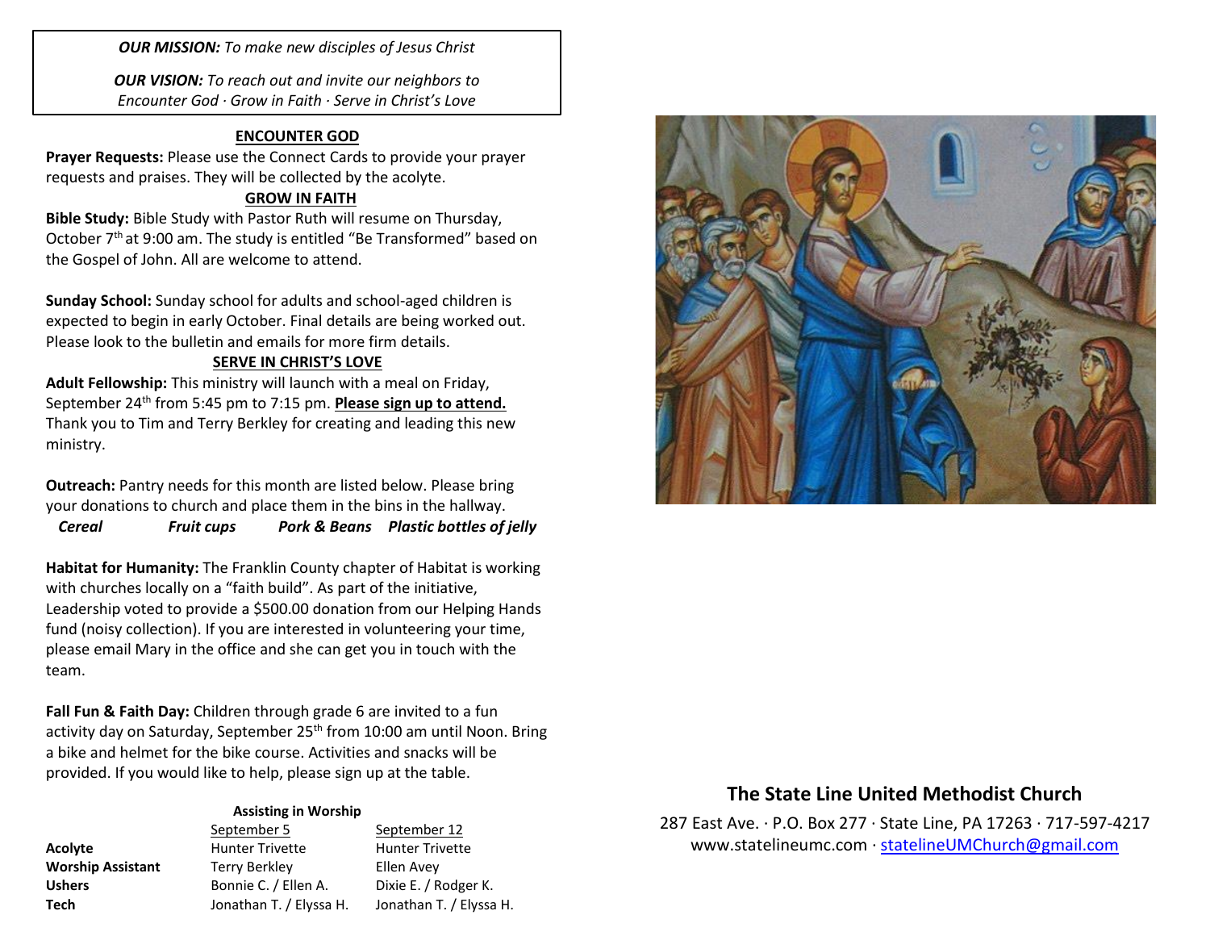*OUR MISSION: To make new disciples of Jesus Christ*

*OUR VISION: To reach out and invite our neighbors to Encounter God · Grow in Faith · Serve in Christ's Love*

## ENCOUNTER GOD

**Prayer Requests:** Please use the Connect Cards to provide your prayer requests and praises. They will be collected by the acolyte.

## GROW IN FAITH

**Bible Study:** Bible Study with Pastor Ruth will resume on Thursday, October 7th at 9:00 am. The study is entitled "Be Transformed" based on the Gospel of John. All are welcome to attend.

**Sunday School:** Sunday school for adults and school-aged children is expected to begin in early October. Final details are being worked out. Please look to the bulletin and emails for more firm details.

## SERVE IN CHRIST'S LOVE

**Adult Fellowship:** This ministry will launch with a meal on Friday, September 24th from 5:45 pm to 7:15 pm. **Please sign up to attend.** Thank you to Tim and Terry Berkley for creating and leading this new ministry.

**Outreach:** Pantry needs for this month are listed below. Please bring your donations to church and place them in the bins in the hallway.

***Cereal*** ***Fruit cups*** ***Pork & Beans*** ***Plastic bottles of jelly***

**Habitat for Humanity:** The Franklin County chapter of Habitat is working with churches locally on a "faith build". As part of the initiative, Leadership voted to provide a $500.00 donation from our Helping Hands fund (noisy collection). If you are interested in volunteering your time, please email Mary in the office and she can get you in touch with the team.

**Fall Fun & Faith Day:** Children through grade 6 are invited to a fun activity day on Saturday, September 25th from 10:00 am until Noon. Bring a bike and helmet for the bike course. Activities and snacks will be provided. If you would like to help, please sign up at the table.

**Assisting in Worship**

| | September 5 | September 12 |
|---|---|---|
| **Acolyte** | Hunter Trivette | Hunter Trivette |
| **Worship Assistant** | Terry Berkley | Ellen Avey |
| **Ushers** | Bonnie C. / Ellen A. | Dixie E. / Rodger K. |
| **Tech** | Jonathan T. / Elyssa H. | Jonathan T. / Elyssa H. |

## The State Line United Methodist Church

287 East Ave. · P.O. Box 277 · State Line, PA 17263 · 717-597-4217
www.statelineumc.com · statelineUMChurch@gmail.com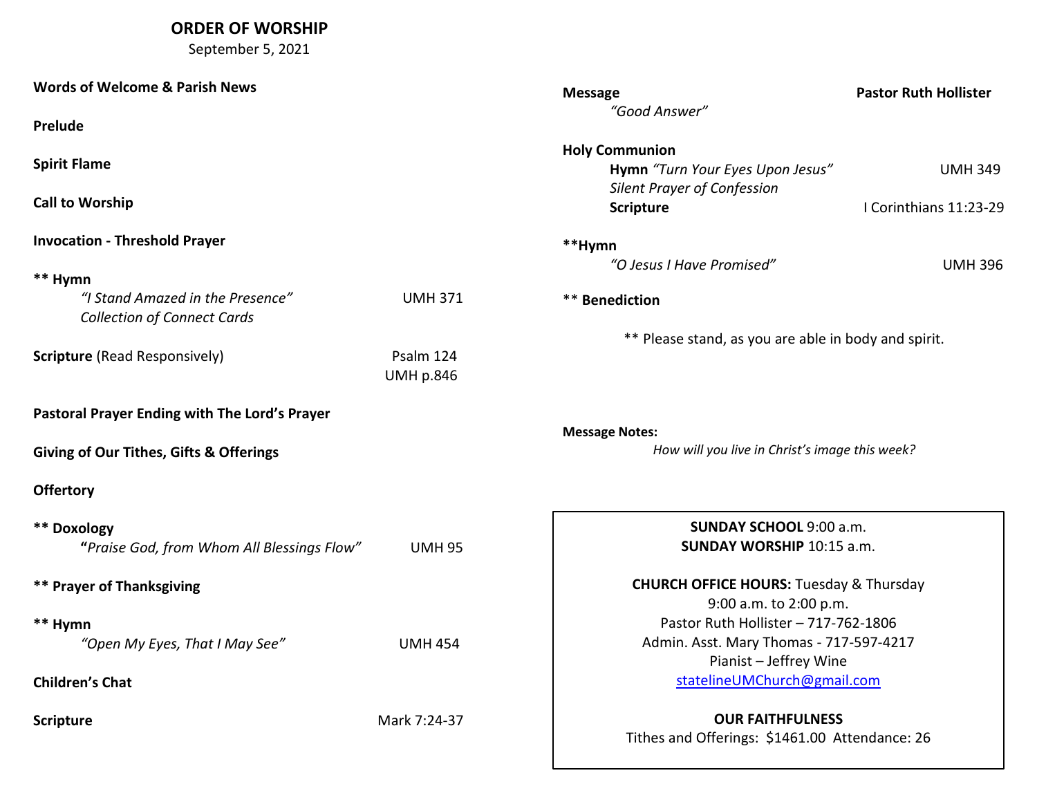## ORDER OF WORSHIP

September 5, 2021

**Words of Welcome & Parish News**

**Prelude**

**Spirit Flame**

**Call to Worship**

**Invocation - Threshold Prayer**

**\*\* Hymn**
*"I Stand Amazed in the Presence"* UMH 371
*Collection of Connect Cards*

**Scripture** (Read Responsively) Psalm 124
UMH p.846

**Pastoral Prayer Ending with The Lord's Prayer**

**Giving of Our Tithes, Gifts & Offerings**

**Offertory**

**\*\* Doxology**
**"***Praise God, from Whom All Blessings Flow"* UMH 95

**\*\* Prayer of Thanksgiving**

**\*\* Hymn**
*"Open My Eyes, That I May See"* UMH 454

**Children's Chat**

**Scripture** Mark 7:24-37

**Message** **Pastor Ruth Hollister**
*"Good Answer"*

**Holy Communion**
**Hymn** *"Turn Your Eyes Upon Jesus"* UMH 349
*Silent Prayer of Confession*
**Scripture** I Corinthians 11:23-29

**\*\*Hymn**
*"O Jesus I Have Promised"* UMH 396

\*\* **Benediction**

\*\* Please stand, as you are able in body and spirit.

**Message Notes:**
*How will you live in Christ's image this week?*

**SUNDAY SCHOOL** 9:00 a.m.
**SUNDAY WORSHIP** 10:15 a.m.

**CHURCH OFFICE HOURS:** Tuesday & Thursday
9:00 a.m. to 2:00 p.m.
Pastor Ruth Hollister – 717-762-1806
Admin. Asst. Mary Thomas - 717-597-4217
Pianist – Jeffrey Wine
statelineUMChurch@gmail.com

**OUR FAITHFULNESS**
Tithes and Offerings: $1461.00 Attendance: 26